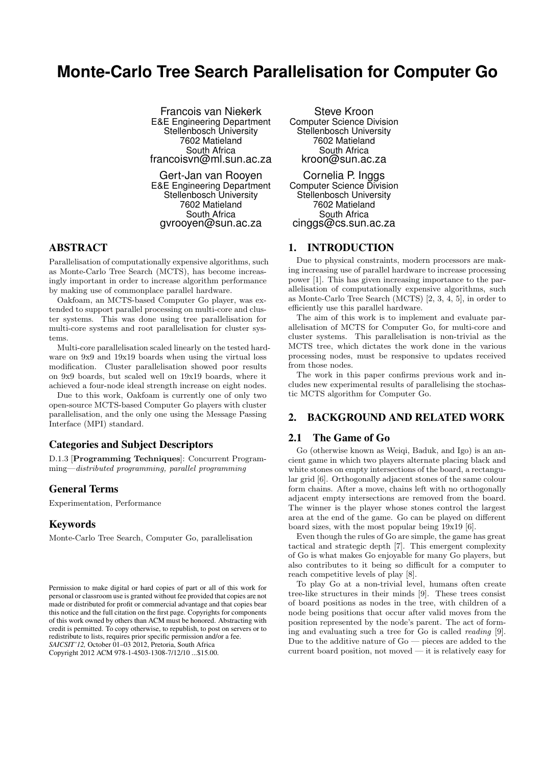# Monte-Carlo Tree Search Parallelisation for Computer Go

Francois van Niekerk
E&E Engineering Department
Stellenbosch University
7602 Matieland
South Africa
francoisvn@ml.sun.ac.za

Steve Kroon
Computer Science Division
Stellenbosch University
7602 Matieland
South Africa
kroon@sun.ac.za

Gert-Jan van Rooyen
E&E Engineering Department
Stellenbosch University
7602 Matieland
South Africa
gvrooyen@sun.ac.za

Cornelia P. Inggs
Computer Science Division
Stellenbosch University
7602 Matieland
South Africa
cinggs@cs.sun.ac.za

## ABSTRACT

Parallelisation of computationally expensive algorithms, such as Monte-Carlo Tree Search (MCTS), has become increasingly important in order to increase algorithm performance by making use of commonplace parallel hardware.

Oakfoam, an MCTS-based Computer Go player, was extended to support parallel processing on multi-core and cluster systems. This was done using tree parallelisation for multi-core systems and root parallelisation for cluster systems.

Multi-core parallelisation scaled linearly on the tested hardware on 9x9 and 19x19 boards when using the virtual loss modification. Cluster parallelisation showed poor results on 9x9 boards, but scaled well on 19x19 boards, where it achieved a four-node ideal strength increase on eight nodes.

Due to this work, Oakfoam is currently one of only two open-source MCTS-based Computer Go players with cluster parallelisation, and the only one using the Message Passing Interface (MPI) standard.

### Categories and Subject Descriptors

D.1.3 [**Programming Techniques**]: Concurrent Programming—*distributed programming, parallel programming*

### General Terms

Experimentation, Performance

### Keywords

Monte-Carlo Tree Search, Computer Go, parallelisation

Permission to make digital or hard copies of part or all of this work for personal or classroom use is granted without fee provided that copies are not made or distributed for profit or commercial advantage and that copies bear this notice and the full citation on the first page. Copyrights for components of this work owned by others than ACM must be honored. Abstracting with credit is permitted. To copy otherwise, to republish, to post on servers or to redistribute to lists, requires prior specific permission and/or a fee.
*SAICSIT'12,* October 01–03 2012, Pretoria, South Africa
Copyright 2012 ACM 978-1-4503-1308-7/12/10 ...$15.00.

## 1. INTRODUCTION

Due to physical constraints, modern processors are making increasing use of parallel hardware to increase processing power [1]. This has given increasing importance to the parallelisation of computationally expensive algorithms, such as Monte-Carlo Tree Search (MCTS) [2, 3, 4, 5], in order to efficiently use this parallel hardware.

The aim of this work is to implement and evaluate parallelisation of MCTS for Computer Go, for multi-core and cluster systems. This parallelisation is non-trivial as the MCTS tree, which dictates the work done in the various processing nodes, must be responsive to updates received from those nodes.

The work in this paper confirms previous work and includes new experimental results of parallelising the stochastic MCTS algorithm for Computer Go.

## 2. BACKGROUND AND RELATED WORK

### 2.1 The Game of Go

Go (otherwise known as Weiqi, Baduk, and Igo) is an ancient game in which two players alternate placing black and white stones on empty intersections of the board, a rectangular grid [6]. Orthogonally adjacent stones of the same colour form chains. After a move, chains left with no orthogonally adjacent empty intersections are removed from the board. The winner is the player whose stones control the largest area at the end of the game. Go can be played on different board sizes, with the most popular being 19x19 [6].

Even though the rules of Go are simple, the game has great tactical and strategic depth [7]. This emergent complexity of Go is what makes Go enjoyable for many Go players, but also contributes to it being so difficult for a computer to reach competitive levels of play [8].

To play Go at a non-trivial level, humans often create tree-like structures in their minds [9]. These trees consist of board positions as nodes in the tree, with children of a node being positions that occur after valid moves from the position represented by the node's parent. The act of forming and evaluating such a tree for Go is called *reading* [9]. Due to the additive nature of Go — pieces are added to the current board position, not moved — it is relatively easy for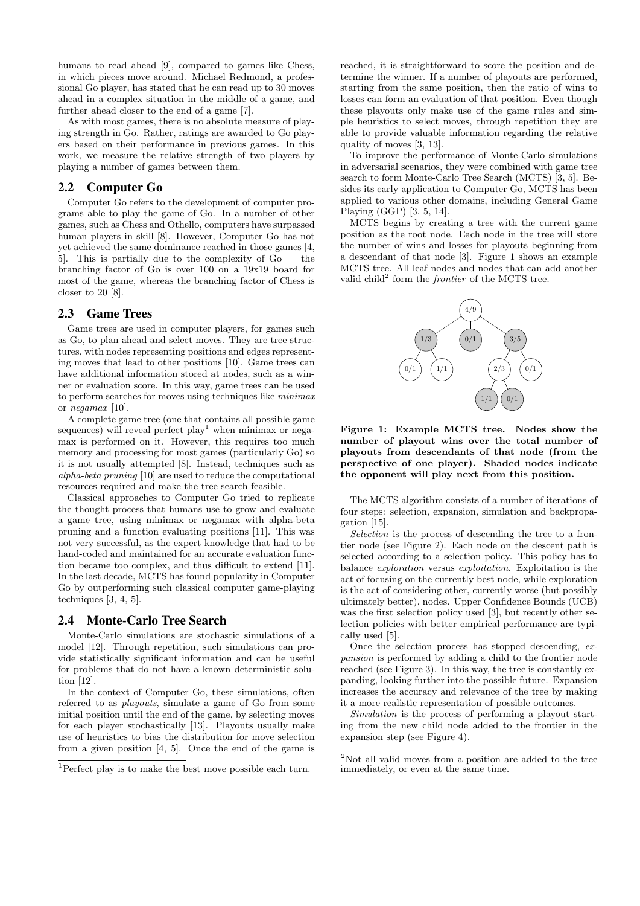humans to read ahead [9], compared to games like Chess, in which pieces move around. Michael Redmond, a professional Go player, has stated that he can read up to 30 moves ahead in a complex situation in the middle of a game, and further ahead closer to the end of a game [7].

As with most games, there is no absolute measure of playing strength in Go. Rather, ratings are awarded to Go players based on their performance in previous games. In this work, we measure the relative strength of two players by playing a number of games between them.

## 2.2 Computer Go

Computer Go refers to the development of computer programs able to play the game of Go. In a number of other games, such as Chess and Othello, computers have surpassed human players in skill [8]. However, Computer Go has not yet achieved the same dominance reached in those games [4, 5]. This is partially due to the complexity of Go — the branching factor of Go is over 100 on a 19x19 board for most of the game, whereas the branching factor of Chess is closer to 20 [8].

## 2.3 Game Trees

Game trees are used in computer players, for games such as Go, to plan ahead and select moves. They are tree structures, with nodes representing positions and edges representing moves that lead to other positions [10]. Game trees can have additional information stored at nodes, such as a winner or evaluation score. In this way, game trees can be used to perform searches for moves using techniques like *minimax* or *negamax* [10].

A complete game tree (one that contains all possible game sequences) will reveal perfect play[1] when minimax or negamax is performed on it. However, this requires too much memory and processing for most games (particularly Go) so it is not usually attempted [8]. Instead, techniques such as *alpha-beta pruning* [10] are used to reduce the computational resources required and make the tree search feasible.

Classical approaches to Computer Go tried to replicate the thought process that humans use to grow and evaluate a game tree, using minimax or negamax with alpha-beta pruning and a function evaluating positions [11]. This was not very successful, as the expert knowledge that had to be hand-coded and maintained for an accurate evaluation function became too complex, and thus difficult to extend [11]. In the last decade, MCTS has found popularity in Computer Go by outperforming such classical computer game-playing techniques [3, 4, 5].

## 2.4 Monte-Carlo Tree Search

Monte-Carlo simulations are stochastic simulations of a model [12]. Through repetition, such simulations can provide statistically significant information and can be useful for problems that do not have a known deterministic solution [12].

In the context of Computer Go, these simulations, often referred to as *playouts*, simulate a game of Go from some initial position until the end of the game, by selecting moves for each player stochastically [13]. Playouts usually make use of heuristics to bias the distribution for move selection from a given position [4, 5]. Once the end of the game is reached, it is straightforward to score the position and determine the winner. If a number of playouts are performed, starting from the same position, then the ratio of wins to losses can form an evaluation of that position. Even though these playouts only make use of the game rules and simple heuristics to select moves, through repetition they are able to provide valuable information regarding the relative quality of moves [3, 13].

To improve the performance of Monte-Carlo simulations in adversarial scenarios, they were combined with game tree search to form Monte-Carlo Tree Search (MCTS) [3, 5]. Besides its early application to Computer Go, MCTS has been applied to various other domains, including General Game Playing (GGP) [3, 5, 14].

MCTS begins by creating a tree with the current game position as the root node. Each node in the tree will store the number of wins and losses for playouts beginning from a descendant of that node [3]. Figure 1 shows an example MCTS tree. All leaf nodes and nodes that can add another valid child[2] form the *frontier* of the MCTS tree.

**Figure 1: Example MCTS tree. Nodes show the number of playout wins over the total number of playouts from descendants of that node (from the perspective of one player). Shaded nodes indicate the opponent will play next from this position.**

The MCTS algorithm consists of a number of iterations of four steps: selection, expansion, simulation and backpropagation [15].

*Selection* is the process of descending the tree to a frontier node (see Figure 2). Each node on the descent path is selected according to a selection policy. This policy has to balance *exploration* versus *exploitation*. Exploitation is the act of focusing on the currently best node, while exploration is the act of considering other, currently worse (but possibly ultimately better), nodes. Upper Confidence Bounds (UCB) was the first selection policy used [3], but recently other selection policies with better empirical performance are typically used [5].

Once the selection process has stopped descending, *expansion* is performed by adding a child to the frontier node reached (see Figure 3). In this way, the tree is constantly expanding, looking further into the possible future. Expansion increases the accuracy and relevance of the tree by making it a more realistic representation of possible outcomes.

*Simulation* is the process of performing a playout starting from the new child node added to the frontier in the expansion step (see Figure 4).

[1] Perfect play is to make the best move possible each turn.

[2] Not all valid moves from a position are added to the tree immediately, or even at the same time.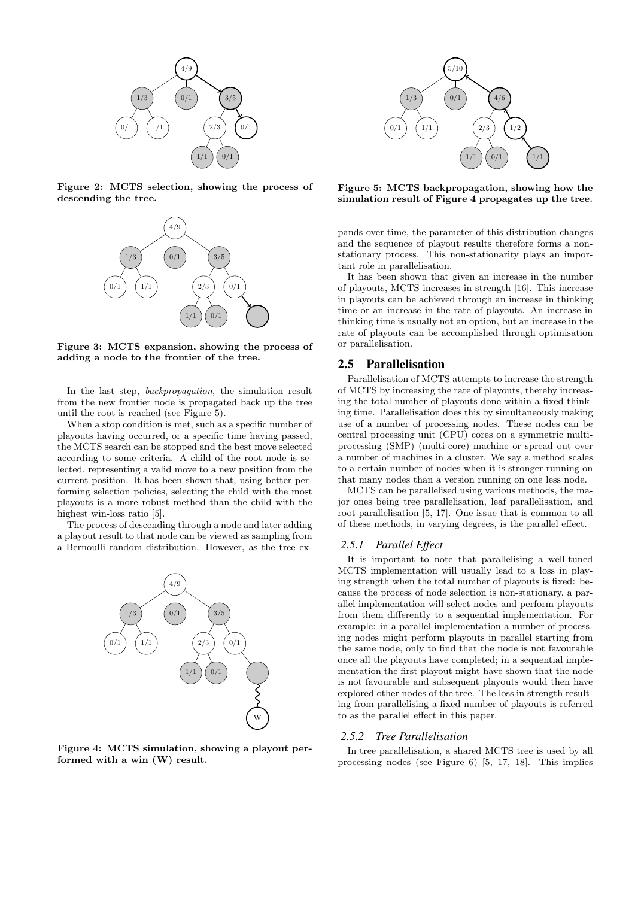4/9
1/3
0/1
3/5
0/1
1/1
2/3
0/1
1/1
0/1

**Figure 2: MCTS selection, showing the process of descending the tree.**

4/9
1/3
0/1
3/5
0/1
1/1
2/3
0/1
1/1
0/1

**Figure 3: MCTS expansion, showing the process of adding a node to the frontier of the tree.**

In the last step, *backpropagation*, the simulation result from the new frontier node is propagated back up the tree until the root is reached (see Figure 5).

When a stop condition is met, such as a specific number of playouts having occurred, or a specific time having passed, the MCTS search can be stopped and the best move selected according to some criteria. A child of the root node is selected, representing a valid move to a new position from the current position. It has been shown that, using better performing selection policies, selecting the child with the most playouts is a more robust method than the child with the highest win-loss ratio [5].

The process of descending through a node and later adding a playout result to that node can be viewed as sampling from a Bernoulli random distribution. However, as the tree expands over time, the parameter of this distribution changes and the sequence of playout results therefore forms a non-stationary process. This non-stationarity plays an important role in parallelisation.

4/9
1/3
0/1
3/5
0/1
1/1
2/3
0/1
1/1
0/1
W

**Figure 4: MCTS simulation, showing a playout performed with a win (W) result.**

5/10
1/3
0/1
4/6
0/1
1/1
2/3
1/2
1/1
0/1
1/1

**Figure 5: MCTS backpropagation, showing how the simulation result of Figure 4 propagates up the tree.**

It has been shown that given an increase in the number of playouts, MCTS increases in strength [16]. This increase in playouts can be achieved through an increase in thinking time or an increase in the rate of playouts. An increase in thinking time is usually not an option, but an increase in the rate of playouts can be accomplished through optimisation or parallelisation.

## 2.5 Parallelisation

Parallelisation of MCTS attempts to increase the strength of MCTS by increasing the rate of playouts, thereby increasing the total number of playouts done within a fixed thinking time. Parallelisation does this by simultaneously making use of a number of processing nodes. These nodes can be central processing unit (CPU) cores on a symmetric multiprocessing (SMP) (multi-core) machine or spread out over a number of machines in a cluster. We say a method scales to a certain number of nodes when it is stronger running on that many nodes than a version running on one less node.

MCTS can be parallelised using various methods, the major ones being tree parallelisation, leaf parallelisation, and root parallelisation [5, 17]. One issue that is common to all of these methods, in varying degrees, is the parallel effect.

### 2.5.1 Parallel Effect

It is important to note that parallelising a well-tuned MCTS implementation will usually lead to a loss in playing strength when the total number of playouts is fixed: because the process of node selection is non-stationary, a parallel implementation will select nodes and perform playouts from them differently to a sequential implementation. For example: in a parallel implementation a number of processing nodes might perform playouts in parallel starting from the same node, only to find that the node is not favourable once all the playouts have completed; in a sequential implementation the first playout might have shown that the node is not favourable and subsequent playouts would then have explored other nodes of the tree. The loss in strength resulting from parallelising a fixed number of playouts is referred to as the parallel effect in this paper.

### 2.5.2 Tree Parallelisation

In tree parallelisation, a shared MCTS tree is used by all processing nodes (see Figure 6) [5, 17, 18]. This implies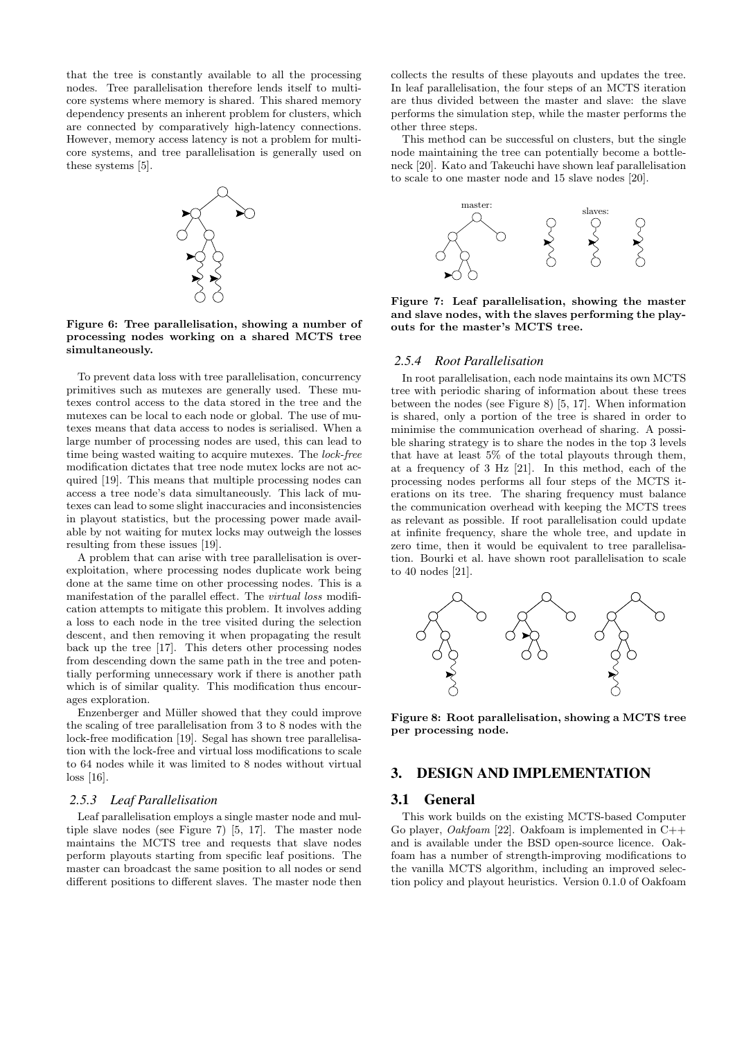that the tree is constantly available to all the processing nodes. Tree parallelisation therefore lends itself to multi-core systems where memory is shared. This shared memory dependency presents an inherent problem for clusters, which are connected by comparatively high-latency connections. However, memory access latency is not a problem for multi-core systems, and tree parallelisation is generally used on these systems [5].

**Figure 6: Tree parallelisation, showing a number of processing nodes working on a shared MCTS tree simultaneously.**

To prevent data loss with tree parallelisation, concurrency primitives such as mutexes are generally used. These mutexes control access to the data stored in the tree and the mutexes can be local to each node or global. The use of mutexes means that data access to nodes is serialised. When a large number of processing nodes are used, this can lead to time being wasted waiting to acquire mutexes. The *lock-free* modification dictates that tree node mutex locks are not acquired [19]. This means that multiple processing nodes can access a tree node's data simultaneously. This lack of mutexes can lead to some slight inaccuracies and inconsistencies in playout statistics, but the processing power made available by not waiting for mutex locks may outweigh the losses resulting from these issues [19].

A problem that can arise with tree parallelisation is over-exploitation, where processing nodes duplicate work being done at the same time on other processing nodes. This is a manifestation of the parallel effect. The *virtual loss* modification attempts to mitigate this problem. It involves adding a loss to each node in the tree visited during the selection descent, and then removing it when propagating the result back up the tree [17]. This deters other processing nodes from descending down the same path in the tree and potentially performing unnecessary work if there is another path which is of similar quality. This modification thus encourages exploration.

Enzenberger and Müller showed that they could improve the scaling of tree parallelisation from 3 to 8 nodes with the lock-free modification [19]. Segal has shown tree parallelisation with the lock-free and virtual loss modifications to scale to 64 nodes while it was limited to 8 nodes without virtual loss [16].

### 2.5.3 Leaf Parallelisation

Leaf parallelisation employs a single master node and multiple slave nodes (see Figure 7) [5, 17]. The master node maintains the MCTS tree and requests that slave nodes perform playouts starting from specific leaf positions. The master can broadcast the same position to all nodes or send different positions to different slaves. The master node then collects the results of these playouts and updates the tree. In leaf parallelisation, the four steps of an MCTS iteration are thus divided between the master and slave: the slave performs the simulation step, while the master performs the other three steps.

This method can be successful on clusters, but the single node maintaining the tree can potentially become a bottleneck [20]. Kato and Takeuchi have shown leaf parallelisation to scale to one master node and 15 slave nodes [20].

**Figure 7: Leaf parallelisation, showing the master and slave nodes, with the slaves performing the playouts for the master's MCTS tree.**

### 2.5.4 Root Parallelisation

In root parallelisation, each node maintains its own MCTS tree with periodic sharing of information about these trees between the nodes (see Figure 8) [5, 17]. When information is shared, only a portion of the tree is shared in order to minimise the communication overhead of sharing. A possible sharing strategy is to share the nodes in the top 3 levels that have at least 5% of the total playouts through them, at a frequency of 3 Hz [21]. In this method, each of the processing nodes performs all four steps of the MCTS iterations on its tree. The sharing frequency must balance the communication overhead with keeping the MCTS trees as relevant as possible. If root parallelisation could update at infinite frequency, share the whole tree, and update in zero time, then it would be equivalent to tree parallelisation. Bourki et al. have shown root parallelisation to scale to 40 nodes [21].

**Figure 8: Root parallelisation, showing a MCTS tree per processing node.**

## 3. DESIGN AND IMPLEMENTATION

### 3.1 General

This work builds on the existing MCTS-based Computer Go player, *Oakfoam* [22]. Oakfoam is implemented in C++ and is available under the BSD open-source licence. Oakfoam has a number of strength-improving modifications to the vanilla MCTS algorithm, including an improved selection policy and playout heuristics. Version 0.1.0 of Oakfoam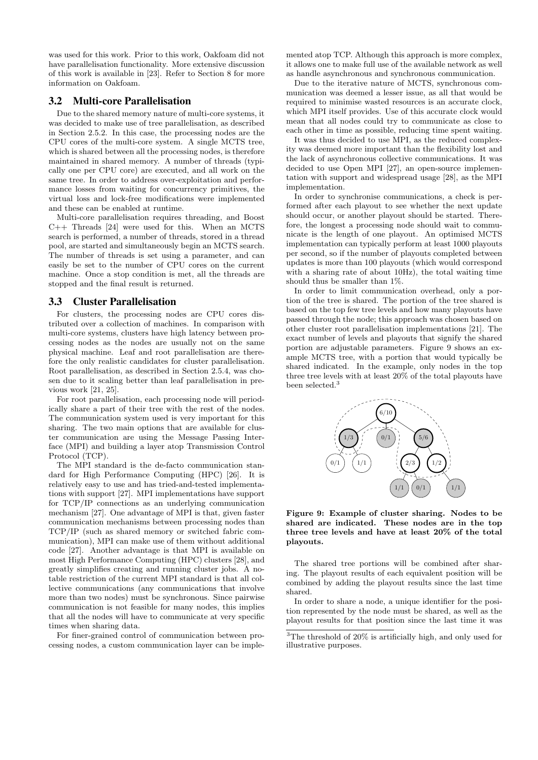was used for this work. Prior to this work, Oakfoam did not have parallelisation functionality. More extensive discussion of this work is available in [23]. Refer to Section 8 for more information on Oakfoam.

### 3.2 Multi-core Parallelisation

Due to the shared memory nature of multi-core systems, it was decided to make use of tree parallelisation, as described in Section 2.5.2. In this case, the processing nodes are the CPU cores of the multi-core system. A single MCTS tree, which is shared between all the processing nodes, is therefore maintained in shared memory. A number of threads (typically one per CPU core) are executed, and all work on the same tree. In order to address over-exploitation and performance losses from waiting for concurrency primitives, the virtual loss and lock-free modifications were implemented and these can be enabled at runtime.

Multi-core parallelisation requires threading, and Boost C++ Threads [24] were used for this. When an MCTS search is performed, a number of threads, stored in a thread pool, are started and simultaneously begin an MCTS search. The number of threads is set using a parameter, and can easily be set to the number of CPU cores on the current machine. Once a stop condition is met, all the threads are stopped and the final result is returned.

### 3.3 Cluster Parallelisation

For clusters, the processing nodes are CPU cores distributed over a collection of machines. In comparison with multi-core systems, clusters have high latency between processing nodes as the nodes are usually not on the same physical machine. Leaf and root parallelisation are therefore the only realistic candidates for cluster parallelisation. Root parallelisation, as described in Section 2.5.4, was chosen due to it scaling better than leaf parallelisation in previous work [21, 25].

For root parallelisation, each processing node will periodically share a part of their tree with the rest of the nodes. The communication system used is very important for this sharing. The two main options that are available for cluster communication are using the Message Passing Interface (MPI) and building a layer atop Transmission Control Protocol (TCP).

The MPI standard is the de-facto communication standard for High Performance Computing (HPC) [26]. It is relatively easy to use and has tried-and-tested implementations with support [27]. MPI implementations have support for TCP/IP connections as an underlying communication mechanism [27]. One advantage of MPI is that, given faster communication mechanisms between processing nodes than TCP/IP (such as shared memory or switched fabric communication), MPI can make use of them without additional code [27]. Another advantage is that MPI is available on most High Performance Computing (HPC) clusters [28], and greatly simplifies creating and running cluster jobs. A notable restriction of the current MPI standard is that all collective communications (any communications that involve more than two nodes) must be synchronous. Since pairwise communication is not feasible for many nodes, this implies that all the nodes will have to communicate at very specific times when sharing data.

For finer-grained control of communication between processing nodes, a custom communication layer can be implemented atop TCP. Although this approach is more complex, it allows one to make full use of the available network as well as handle asynchronous and synchronous communication.

Due to the iterative nature of MCTS, synchronous communication was deemed a lesser issue, as all that would be required to minimise wasted resources is an accurate clock, which MPI itself provides. Use of this accurate clock would mean that all nodes could try to communicate as close to each other in time as possible, reducing time spent waiting.

It was thus decided to use MPI, as the reduced complexity was deemed more important than the flexibility lost and the lack of asynchronous collective communications. It was decided to use Open MPI [27], an open-source implementation with support and widespread usage [28], as the MPI implementation.

In order to synchronise communications, a check is performed after each playout to see whether the next update should occur, or another playout should be started. Therefore, the longest a processing node should wait to communicate is the length of one playout. An optimised MCTS implementation can typically perform at least 1000 playouts per second, so if the number of playouts completed between updates is more than 100 playouts (which would correspond with a sharing rate of about 10Hz), the total waiting time should thus be smaller than 1%.

In order to limit communication overhead, only a portion of the tree is shared. The portion of the tree shared is based on the top few tree levels and how many playouts have passed through the node; this approach was chosen based on other cluster root parallelisation implementations [21]. The exact number of levels and playouts that signify the shared portion are adjustable parameters. Figure 9 shows an example MCTS tree, with a portion that would typically be shared indicated. In the example, only nodes in the top three tree levels with at least 20% of the total playouts have been selected.[3]

**Figure 9: Example of cluster sharing. Nodes to be shared are indicated. These nodes are in the top three tree levels and have at least 20% of the total playouts.**

The shared tree portions will be combined after sharing. The playout results of each equivalent position will be combined by adding the playout results since the last time shared.

In order to share a node, a unique identifier for the position represented by the node must be shared, as well as the playout results for that position since the last time it was

[3] The threshold of 20% is artificially high, and only used for illustrative purposes.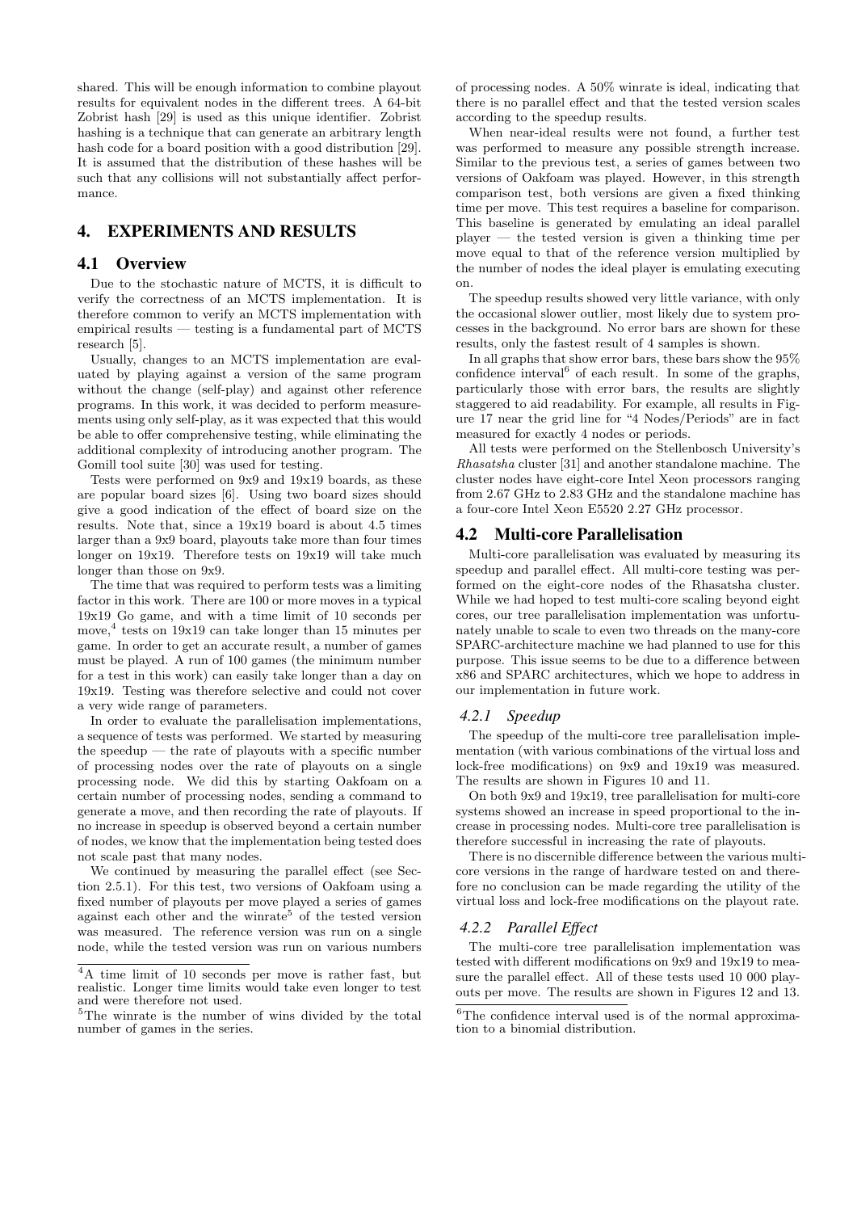shared. This will be enough information to combine playout results for equivalent nodes in the different trees. A 64-bit Zobrist hash [29] is used as this unique identifier. Zobrist hashing is a technique that can generate an arbitrary length hash code for a board position with a good distribution [29]. It is assumed that the distribution of these hashes will be such that any collisions will not substantially affect performance.

# 4. EXPERIMENTS AND RESULTS

## 4.1 Overview

Due to the stochastic nature of MCTS, it is difficult to verify the correctness of an MCTS implementation. It is therefore common to verify an MCTS implementation with empirical results — testing is a fundamental part of MCTS research [5].

Usually, changes to an MCTS implementation are evaluated by playing against a version of the same program without the change (self-play) and against other reference programs. In this work, it was decided to perform measurements using only self-play, as it was expected that this would be able to offer comprehensive testing, while eliminating the additional complexity of introducing another program. The Gomill tool suite [30] was used for testing.

Tests were performed on 9x9 and 19x19 boards, as these are popular board sizes [6]. Using two board sizes should give a good indication of the effect of board size on the results. Note that, since a 19x19 board is about 4.5 times larger than a 9x9 board, playouts take more than four times longer on 19x19. Therefore tests on 19x19 will take much longer than those on 9x9.

The time that was required to perform tests was a limiting factor in this work. There are 100 or more moves in a typical 19x19 Go game, and with a time limit of 10 seconds per move,[4] tests on 19x19 can take longer than 15 minutes per game. In order to get an accurate result, a number of games must be played. A run of 100 games (the minimum number for a test in this work) can easily take longer than a day on 19x19. Testing was therefore selective and could not cover a very wide range of parameters.

In order to evaluate the parallelisation implementations, a sequence of tests was performed. We started by measuring the speedup — the rate of playouts with a specific number of processing nodes over the rate of playouts on a single processing node. We did this by starting Oakfoam on a certain number of processing nodes, sending a command to generate a move, and then recording the rate of playouts. If no increase in speedup is observed beyond a certain number of nodes, we know that the implementation being tested does not scale past that many nodes.

We continued by measuring the parallel effect (see Section 2.5.1). For this test, two versions of Oakfoam using a fixed number of playouts per move played a series of games against each other and the winrate[5] of the tested version was measured. The reference version was run on a single node, while the tested version was run on various numbers of processing nodes. A 50% winrate is ideal, indicating that there is no parallel effect and that the tested version scales according to the speedup results.

When near-ideal results were not found, a further test was performed to measure any possible strength increase. Similar to the previous test, a series of games between two versions of Oakfoam was played. However, in this strength comparison test, both versions are given a fixed thinking time per move. This test requires a baseline for comparison. This baseline is generated by emulating an ideal parallel player — the tested version is given a thinking time per move equal to that of the reference version multiplied by the number of nodes the ideal player is emulating executing on.

The speedup results showed very little variance, with only the occasional slower outlier, most likely due to system processes in the background. No error bars are shown for these results, only the fastest result of 4 samples is shown.

In all graphs that show error bars, these bars show the 95% confidence interval[6] of each result. In some of the graphs, particularly those with error bars, the results are slightly staggered to aid readability. For example, all results in Figure 17 near the grid line for "4 Nodes/Periods" are in fact measured for exactly 4 nodes or periods.

All tests were performed on the Stellenbosch University's *Rhasatsha* cluster [31] and another standalone machine. The cluster nodes have eight-core Intel Xeon processors ranging from 2.67 GHz to 2.83 GHz and the standalone machine has a four-core Intel Xeon E5520 2.27 GHz processor.

## 4.2 Multi-core Parallelisation

Multi-core parallelisation was evaluated by measuring its speedup and parallel effect. All multi-core testing was performed on the eight-core nodes of the Rhasatsha cluster. While we had hoped to test multi-core scaling beyond eight cores, our tree parallelisation implementation was unfortunately unable to scale to even two threads on the many-core SPARC-architecture machine we had planned to use for this purpose. This issue seems to be due to a difference between x86 and SPARC architectures, which we hope to address in our implementation in future work.

### 4.2.1 Speedup

The speedup of the multi-core tree parallelisation implementation (with various combinations of the virtual loss and lock-free modifications) on 9x9 and 19x19 was measured. The results are shown in Figures 10 and 11.

On both 9x9 and 19x19, tree parallelisation for multi-core systems showed an increase in speed proportional to the increase in processing nodes. Multi-core tree parallelisation is therefore successful in increasing the rate of playouts.

There is no discernible difference between the various multi-core versions in the range of hardware tested on and therefore no conclusion can be made regarding the utility of the virtual loss and lock-free modifications on the playout rate.

### 4.2.2 Parallel Effect

The multi-core tree parallelisation implementation was tested with different modifications on 9x9 and 19x19 to measure the parallel effect. All of these tests used 10 000 playouts per move. The results are shown in Figures 12 and 13.

---

[4] A time limit of 10 seconds per move is rather fast, but realistic. Longer time limits would take even longer to test and were therefore not used.

[5] The winrate is the number of wins divided by the total number of games in the series.

[6] The confidence interval used is of the normal approximation to a binomial distribution.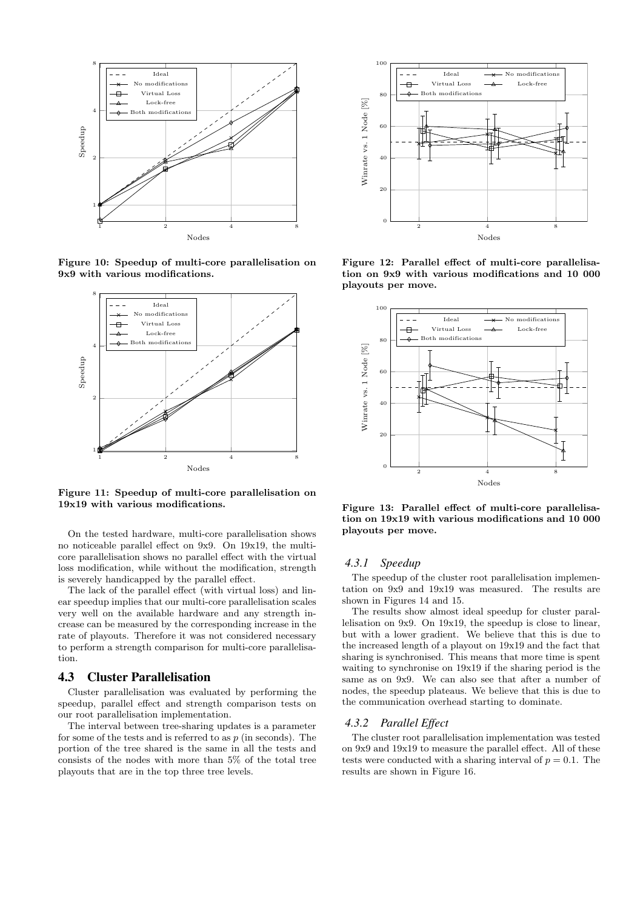Figure 10: Speedup of multi-core parallelisation on 9x9 with various modifications.

Figure 11: Speedup of multi-core parallelisation on 19x19 with various modifications.

On the tested hardware, multi-core parallelisation shows no noticeable parallel effect on 9x9. On 19x19, the multi-core parallelisation shows no parallel effect with the virtual loss modification, while without the modification, strength is severely handicapped by the parallel effect.

The lack of the parallel effect (with virtual loss) and linear speedup implies that our multi-core parallelisation scales very well on the available hardware and any strength increase can be measured by the corresponding increase in the rate of playouts. Therefore it was not considered necessary to perform a strength comparison for multi-core parallelisation.

## 4.3 Cluster Parallelisation

Cluster parallelisation was evaluated by performing the speedup, parallel effect and strength comparison tests on our root parallelisation implementation.

The interval between tree-sharing updates is a parameter for some of the tests and is referred to as $p$ (in seconds). The portion of the tree shared is the same in all the tests and consists of the nodes with more than 5% of the total tree playouts that are in the top three tree levels.

Figure 12: Parallel effect of multi-core parallelisation on 9x9 with various modifications and 10 000 playouts per move.

Figure 13: Parallel effect of multi-core parallelisation on 19x19 with various modifications and 10 000 playouts per move.

### 4.3.1 Speedup

The speedup of the cluster root parallelisation implementation on 9x9 and 19x19 was measured. The results are shown in Figures 14 and 15.

The results show almost ideal speedup for cluster parallelisation on 9x9. On 19x19, the speedup is close to linear, but with a lower gradient. We believe that this is due to the increased length of a playout on 19x19 and the fact that sharing is synchronised. This means that more time is spent waiting to synchronise on 19x19 if the sharing period is the same as on 9x9. We can also see that after a number of nodes, the speedup plateaus. We believe that this is due to the communication overhead starting to dominate.

### 4.3.2 Parallel Effect

The cluster root parallelisation implementation was tested on 9x9 and 19x19 to measure the parallel effect. All of these tests were conducted with a sharing interval of $p = 0.1$. The results are shown in Figure 16.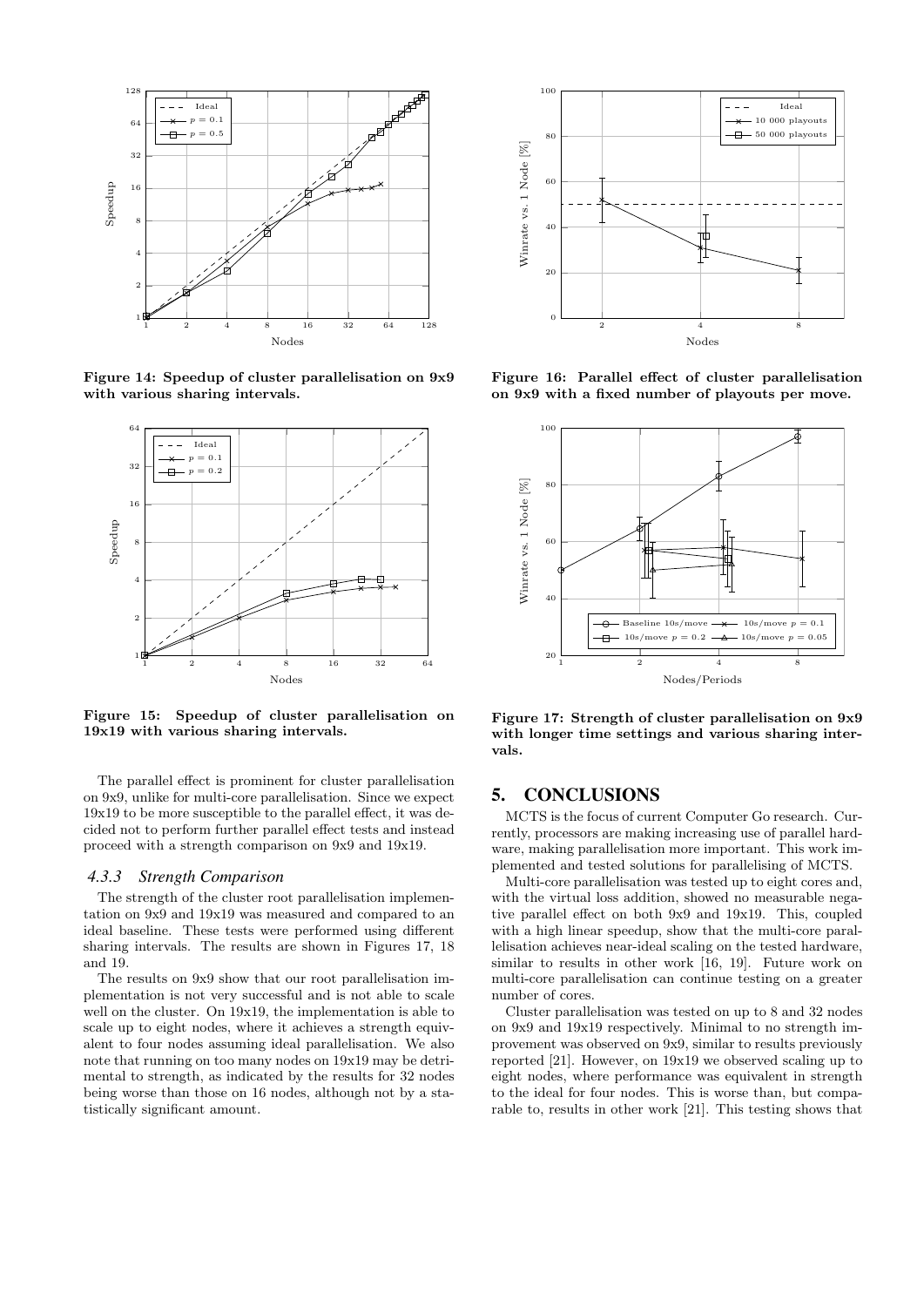Figure 14: Speedup of cluster parallelisation on 9x9 with various sharing intervals.

Figure 15: Speedup of cluster parallelisation on 19x19 with various sharing intervals.

The parallel effect is prominent for cluster parallelisation on 9x9, unlike for multi-core parallelisation. Since we expect 19x19 to be more susceptible to the parallel effect, it was decided not to perform further parallel effect tests and instead proceed with a strength comparison on 9x9 and 19x19.

### 4.3.3 Strength Comparison

The strength of the cluster root parallelisation implementation on 9x9 and 19x19 was measured and compared to an ideal baseline. These tests were performed using different sharing intervals. The results are shown in Figures 17, 18 and 19.

The results on 9x9 show that our root parallelisation implementation is not very successful and is not able to scale well on the cluster. On 19x19, the implementation is able to scale up to eight nodes, where it achieves a strength equivalent to four nodes assuming ideal parallelisation. We also note that running on too many nodes on 19x19 may be detrimental to strength, as indicated by the results for 32 nodes being worse than those on 16 nodes, although not by a statistically significant amount.

Figure 16: Parallel effect of cluster parallelisation on 9x9 with a fixed number of playouts per move.

Figure 17: Strength of cluster parallelisation on 9x9 with longer time settings and various sharing intervals.

## 5. CONCLUSIONS

MCTS is the focus of current Computer Go research. Currently, processors are making increasing use of parallel hardware, making parallelisation more important. This work implemented and tested solutions for parallelising of MCTS.

Multi-core parallelisation was tested up to eight cores and, with the virtual loss addition, showed no measurable negative parallel effect on both 9x9 and 19x19. This, coupled with a high linear speedup, show that the multi-core parallelisation achieves near-ideal scaling on the tested hardware, similar to results in other work [16, 19]. Future work on multi-core parallelisation can continue testing on a greater number of cores.

Cluster parallelisation was tested on up to 8 and 32 nodes on 9x9 and 19x19 respectively. Minimal to no strength improvement was observed on 9x9, similar to results previously reported [21]. However, on 19x19 we observed scaling up to eight nodes, where performance was equivalent in strength to the ideal for four nodes. This is worse than, but comparable to, results in other work [21]. This testing shows that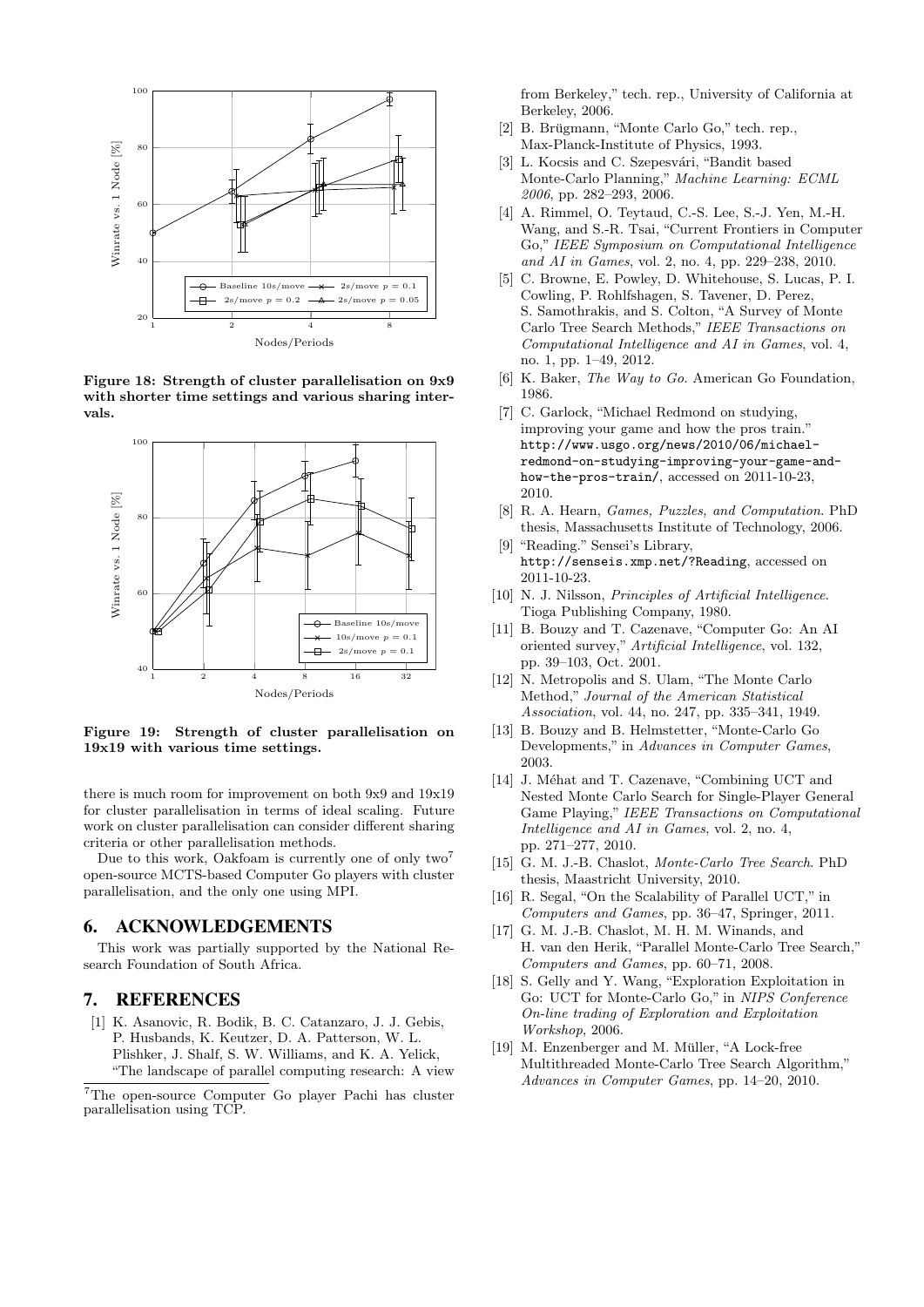Figure 18: Strength of cluster parallelisation on 9x9 with shorter time settings and various sharing intervals.

Figure 19: Strength of cluster parallelisation on 19x19 with various time settings.

there is much room for improvement on both 9x9 and 19x19 for cluster parallelisation in terms of ideal scaling. Future work on cluster parallelisation can consider different sharing criteria or other parallelisation methods.

Due to this work, Oakfoam is currently one of only two[7] open-source MCTS-based Computer Go players with cluster parallelisation, and the only one using MPI.

## 6. ACKNOWLEDGEMENTS

This work was partially supported by the National Research Foundation of South Africa.

## 7. REFERENCES

[1] K. Asanovic, R. Bodik, B. C. Catanzaro, J. J. Gebis, P. Husbands, K. Keutzer, D. A. Patterson, W. L. Plishker, J. Shalf, S. W. Williams, and K. A. Yelick, "The landscape of parallel computing research: A view from Berkeley," tech. rep., University of California at Berkeley, 2006.

[2] B. Brügmann, "Monte Carlo Go," tech. rep., Max-Planck-Institute of Physics, 1993.

[3] L. Kocsis and C. Szepesvári, "Bandit based Monte-Carlo Planning," *Machine Learning: ECML 2006*, pp. 282–293, 2006.

[4] A. Rimmel, O. Teytaud, C.-S. Lee, S.-J. Yen, M.-H. Wang, and S.-R. Tsai, "Current Frontiers in Computer Go," *IEEE Symposium on Computational Intelligence and AI in Games*, vol. 2, no. 4, pp. 229–238, 2010.

[5] C. Browne, E. Powley, D. Whitehouse, S. Lucas, P. I. Cowling, P. Rohlfshagen, S. Tavener, D. Perez, S. Samothrakis, and S. Colton, "A Survey of Monte Carlo Tree Search Methods," *IEEE Transactions on Computational Intelligence and AI in Games*, vol. 4, no. 1, pp. 1–49, 2012.

[6] K. Baker, *The Way to Go*. American Go Foundation, 1986.

[7] C. Garlock, "Michael Redmond on studying, improving your game and how the pros train." http://www.usgo.org/news/2010/06/michael-redmond-on-studying-improving-your-game-and-how-the-pros-train/, accessed on 2011-10-23, 2010.

[8] R. A. Hearn, *Games, Puzzles, and Computation*. PhD thesis, Massachusetts Institute of Technology, 2006.

[9] "Reading." Sensei's Library, http://senseis.xmp.net/?Reading, accessed on 2011-10-23.

[10] N. J. Nilsson, *Principles of Artificial Intelligence*. Tioga Publishing Company, 1980.

[11] B. Bouzy and T. Cazenave, "Computer Go: An AI oriented survey," *Artificial Intelligence*, vol. 132, pp. 39–103, Oct. 2001.

[12] N. Metropolis and S. Ulam, "The Monte Carlo Method," *Journal of the American Statistical Association*, vol. 44, no. 247, pp. 335–341, 1949.

[13] B. Bouzy and B. Helmstetter, "Monte-Carlo Go Developments," in *Advances in Computer Games*, 2003.

[14] J. Méhat and T. Cazenave, "Combining UCT and Nested Monte Carlo Search for Single-Player General Game Playing," *IEEE Transactions on Computational Intelligence and AI in Games*, vol. 2, no. 4, pp. 271–277, 2010.

[15] G. M. J.-B. Chaslot, *Monte-Carlo Tree Search*. PhD thesis, Maastricht University, 2010.

[16] R. Segal, "On the Scalability of Parallel UCT," in *Computers and Games*, pp. 36–47, Springer, 2011.

[17] G. M. J.-B. Chaslot, M. H. M. Winands, and H. van den Herik, "Parallel Monte-Carlo Tree Search," *Computers and Games*, pp. 60–71, 2008.

[18] S. Gelly and Y. Wang, "Exploration Exploitation in Go: UCT for Monte-Carlo Go," in *NIPS Conference On-line trading of Exploration and Exploitation Workshop*, 2006.

[19] M. Enzenberger and M. Müller, "A Lock-free Multithreaded Monte-Carlo Tree Search Algorithm," *Advances in Computer Games*, pp. 14–20, 2010.

[7] The open-source Computer Go player Pachi has cluster parallelisation using TCP.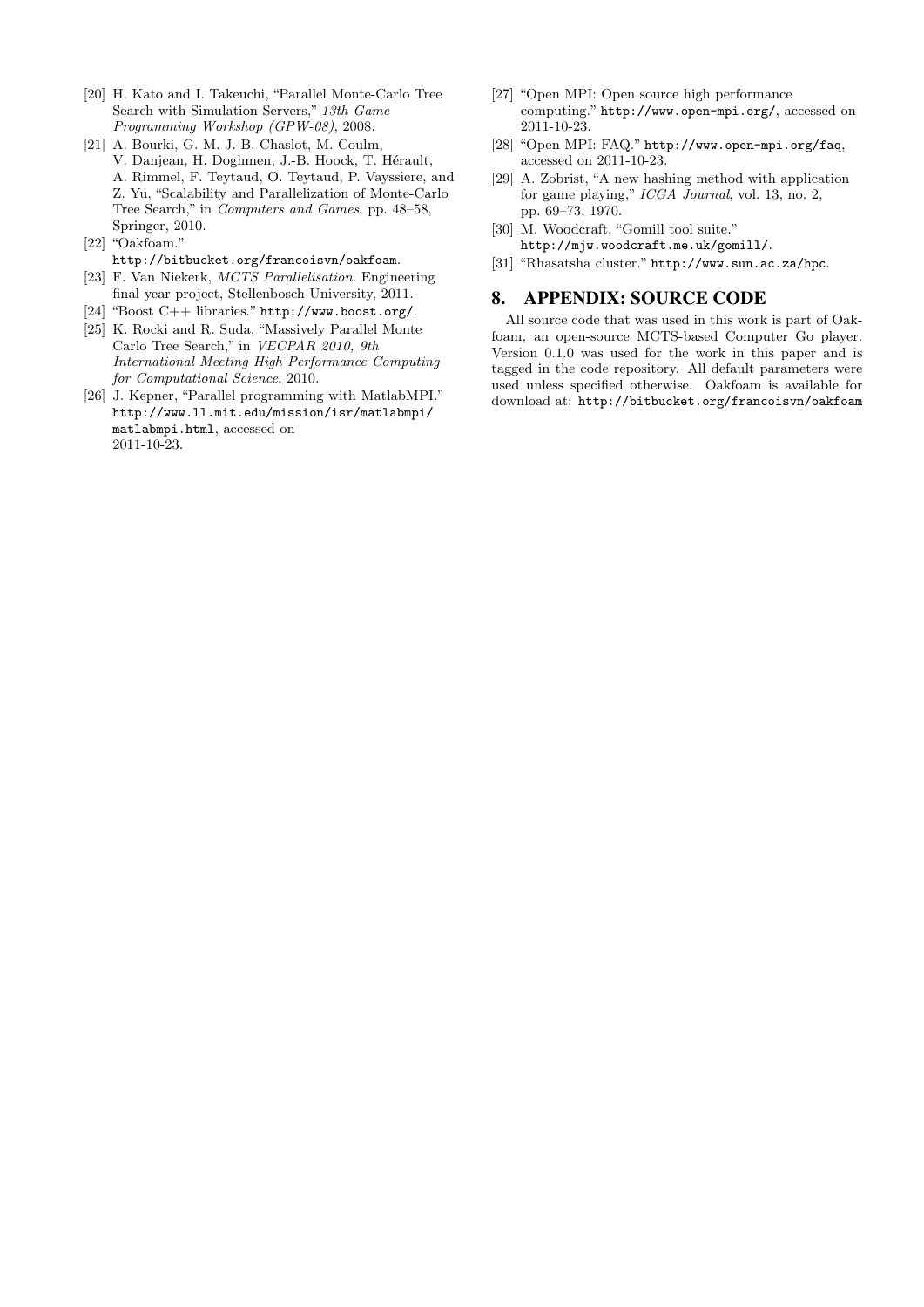[20] H. Kato and I. Takeuchi, "Parallel Monte-Carlo Tree Search with Simulation Servers," *13th Game Programming Workshop (GPW-08)*, 2008.

[21] A. Bourki, G. M. J.-B. Chaslot, M. Coulm, V. Danjean, H. Doghmen, J.-B. Hoock, T. Hérault, A. Rimmel, F. Teytaud, O. Teytaud, P. Vayssiere, and Z. Yu, "Scalability and Parallelization of Monte-Carlo Tree Search," in *Computers and Games*, pp. 48–58, Springer, 2010.

[22] "Oakfoam." `http://bitbucket.org/francoisvn/oakfoam`.

[23] F. Van Niekerk, *MCTS Parallelisation*. Engineering final year project, Stellenbosch University, 2011.

[24] "Boost C++ libraries." `http://www.boost.org/`.

[25] K. Rocki and R. Suda, "Massively Parallel Monte Carlo Tree Search," in *VECPAR 2010, 9th International Meeting High Performance Computing for Computational Science*, 2010.

[26] J. Kepner, "Parallel programming with MatlabMPI." `http://www.ll.mit.edu/mission/isr/matlabmpi/matlabmpi.html`, accessed on 2011-10-23.

[27] "Open MPI: Open source high performance computing." `http://www.open-mpi.org/`, accessed on 2011-10-23.

[28] "Open MPI: FAQ." `http://www.open-mpi.org/faq`, accessed on 2011-10-23.

[29] A. Zobrist, "A new hashing method with application for game playing," *ICGA Journal*, vol. 13, no. 2, pp. 69–73, 1970.

[30] M. Woodcraft, "Gomill tool suite." `http://mjw.woodcraft.me.uk/gomill/`.

[31] "Rhasatsha cluster." `http://www.sun.ac.za/hpc`.

## 8. APPENDIX: SOURCE CODE

All source code that was used in this work is part of Oakfoam, an open-source MCTS-based Computer Go player. Version 0.1.0 was used for the work in this paper and is tagged in the code repository. All default parameters were used unless specified otherwise. Oakfoam is available for download at: `http://bitbucket.org/francoisvn/oakfoam`